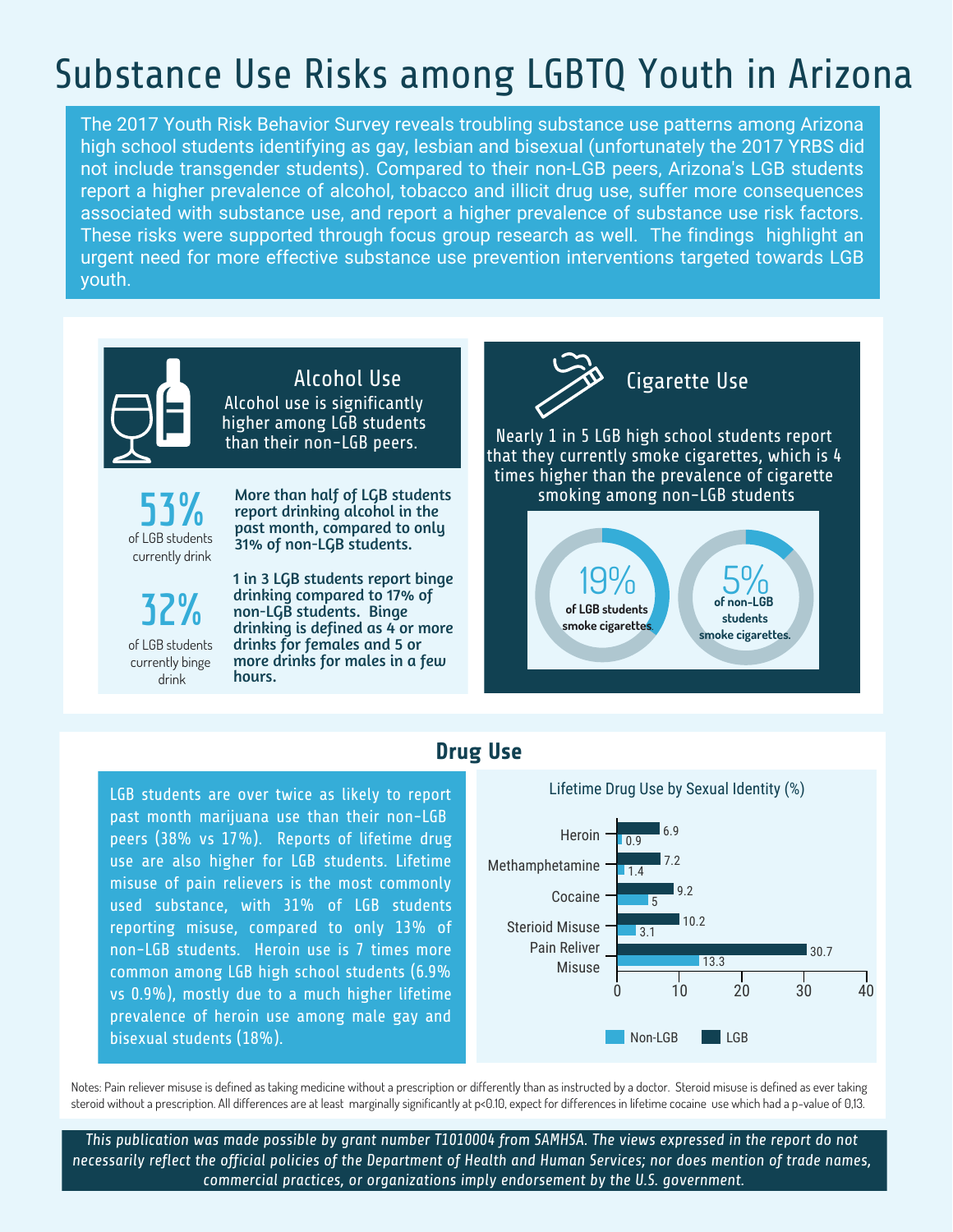# Substance Use Risks among LGBTQ Youth in Arizona

The 2017 Youth Risk Behavior Survey reveals troubling substance use patterns among Arizona high school students identifying as gay, lesbian and bisexual (unfortunately the 2017 YRBS did not include transgender students). Compared to their non-LGB peers, Arizona's LGB students report a higher prevalence of alcohol, tobacco and illicit drug use, suffer more consequences associated with substance use, and report a higher prevalence of substance use risk factors. These risks were supported through focus group research as well. The findings highlight an urgent need for more effective substance use prevention interventions targeted towards LGB youth.

## Alcohol Use

Alcohol use is significantly higher among LGB students than their non-LGB peers.

**53%** of LGB students currently drink

**More than half of LGB students report drinking alcohol in the past month, compared to only 31% of non-LGB students.**

**32%** of LGB students currently binge drink

**1 in 3 LGB students report binge drinking compared to 17% of non-LGB students. Binge drinking is defined as 4 or more drinks for females and 5 or more drinks for males in a few hours.**

## Cigarette Use

Nearly 1 in 5 LGB high school students report that they currently smoke cigarettes, which is 4 times higher than the prevalence of cigarette smoking among non-LGB students

**19%** of LGB students smoke cigarettes.

**5%** of non-LGB students smoke cigarettes.

## Drug Use

LGB students are over twice as likely to report past month marijuana use than their non-LGB peers (38% vs 17%). Reports of lifetime drug use are also higher for LGB students. Lifetime misuse of pain relievers is the most commonly used substance, with 31% of LGB students reporting misuse, compared to only 13% of non-LGB students. Heroin use is 7 times more common among LGB high school students (6.9% vs 0.9%), mostly due to a much higher lifetime prevalence of heroin use among male gay and bisexual students (18%).

Lifetime Drug Use by Sexual Identity (%)

| | LGB | Non-LGB |
|---|---|---|
| Heroin | 6.9 | 0.9 |
| Methamphetamine | 7.2 | 1.4 |
| Cocaine | 9.2 | 5 |
| Sterioid Misuse | 10.2 | 3.1 |
| Pain Reliver Misuse | 30.7 | 13.3 |

Notes: Pain reliever misuse is defined as taking medicine without a prescription or differently than as instructed by a doctor. Steroid misuse is defined as ever taking steroid without a prescription. All differences are at least marginally significantly at $p<0.10$, expect for differences in lifetime cocaine use which had a p-value of 0.13.

*This publication was made possible by grant number T1010004 from SAMHSA. The views expressed in the report do not necessarily reflect the official policies of the Department of Health and Human Services; nor does mention of trade names, commercial practices, or organizations imply endorsement by the U.S. government.*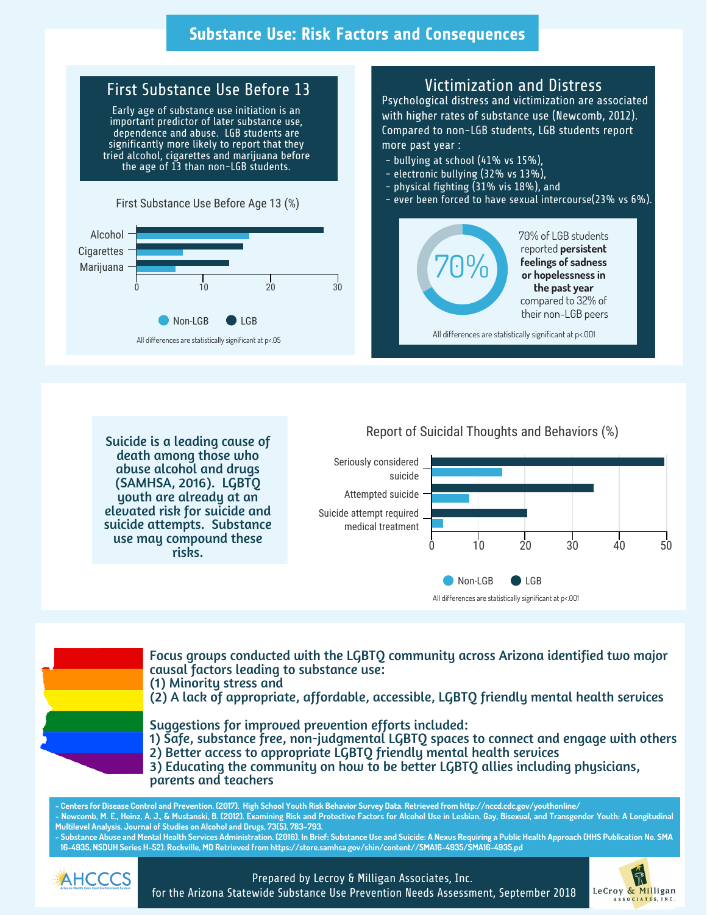# Substance Use: Risk Factors and Consequences

## First Substance Use Before 13

Early age of substance use initiation is an important predictor of later substance use, dependence and abuse. LGB students are significantly more likely to report that they tried alcohol, cigarettes and marijuana before the age of 13 than non-LGB students.

First Substance Use Before Age 13 (%)

Alcohol
Cigarettes
Marijuana
0
10
20
30

Non-LGB
LGB

All differences are statistically significant at p<.05

## Victimization and Distress

Psychological distress and victimization are associated with higher rates of substance use (Newcomb, 2012). Compared to non-LGB students, LGB students report more past year :

- bullying at school (41% vs 15%),
- electronic bullying (32% vs 13%),
- physical fighting (31% vis 18%), and
- ever been forced to have sexual intercourse(23% vs 6%).

70%

70% of LGB students reported **persistent feelings of sadness or hopelessness in the past year** compared to 32% of their non-LGB peers

All differences are statistically significant at p<.001

Suicide is a leading cause of death among those who abuse alcohol and drugs (SAMHSA, 2016). LGBTQ youth are already at an elevated risk for suicide and suicide attempts. Substance use may compound these risks.

Report of Suicidal Thoughts and Behaviors (%)

Seriously considered suicide
Attempted suicide
Suicide attempt required medical treatment
0
10
20
30
40
50

Non-LGB
LGB

All differences are statistically significant at p<.001

Focus groups conducted with the LGBTQ community across Arizona identified two major causal factors leading to substance use:
(1) Minority stress and
(2) A lack of appropriate, affordable, accessible, LGBTQ friendly mental health services

Suggestions for improved prevention efforts included:
1) Safe, substance free, non-judgmental LGBTQ spaces to connect and engage with others
2) Better access to appropriate LGBTQ friendly mental health services
3) Educating the community on how to be better LGBTQ allies including physicians, parents and teachers

- Centers for Disease Control and Prevention. (2017). High School Youth Risk Behavior Survey Data. Retrieved from http://nccd.cdc.gov/youthonline/
- Newcomb, M. E., Heinz, A. J., & Mustanski, B. (2012). Examining Risk and Protective Factors for Alcohol Use in Lesbian, Gay, Bisexual, and Transgender Youth: A Longitudinal Multilevel Analysis. Journal of Studies on Alcohol and Drugs, 73(5), 783–793.
- Substance Abuse and Mental Health Services Administration. (2016). In Brief: Substance Use and Suicide: A Nexus Requiring a Public Health Approach (HHS Publication No. SMA 16-4935, NSDUH Series H-52). Rockville, MD Retrieved from https://store.samhsa.gov/shin/content//SMA16-4935/SMA16-4935.pd

AHCCCS
Arizona Health Care Cost Containment System

Prepared by Lecroy & Milligan Associates, Inc.
for the Arizona Statewide Substance Use Prevention Needs Assessment, September 2018

LeCroy & Milligan
ASSOCIATES, INC.